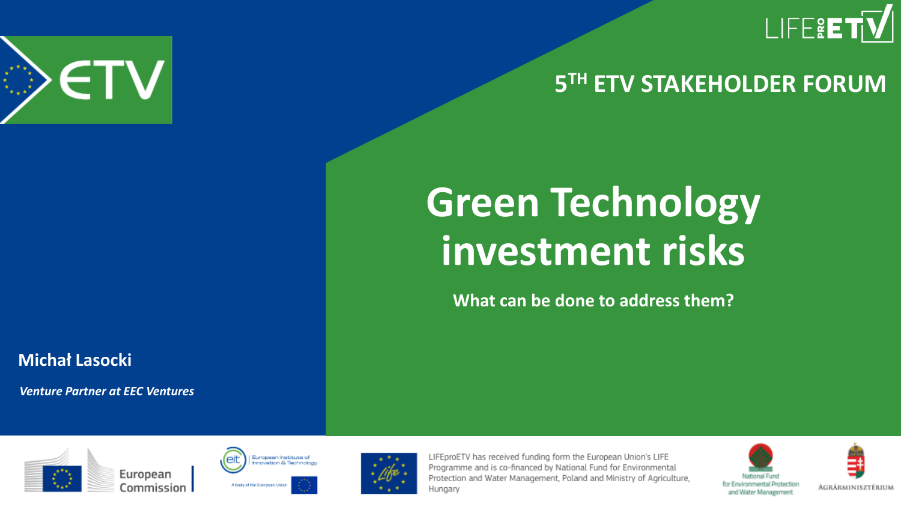5TH ETV STAKEHOLDER FORUM

# Green Technology investment risks

**What can be done to address them?**

**Michał Lasocki**

*Venture Partner at EEC Ventures*

LIFEproETV has received funding form the European Union's LIFE Programme and is co-financed by National Fund for Environmental Protection and Water Management, Poland and Ministry of Agriculture, Hungary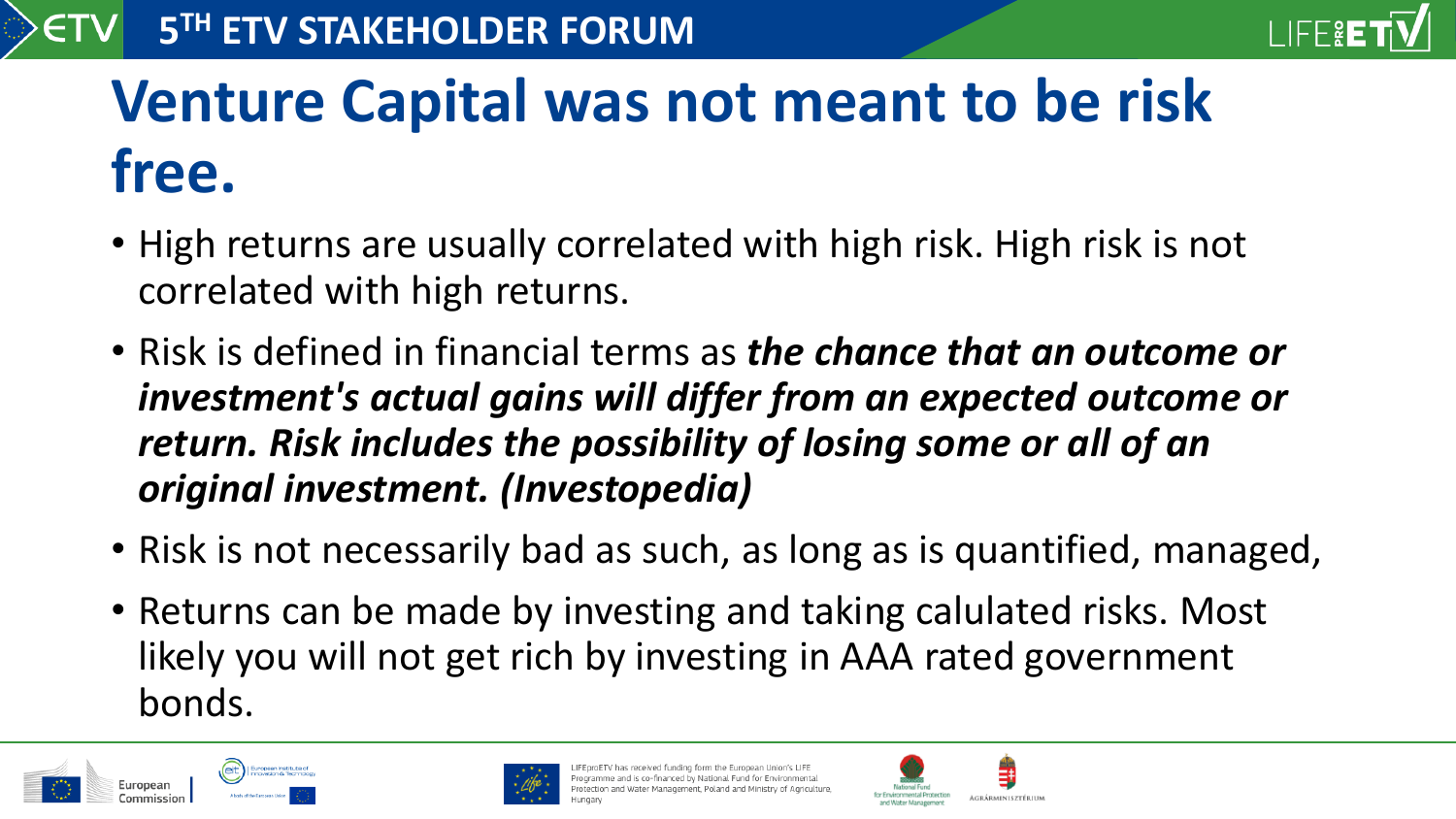# Venture Capital was not meant to be risk free.

- High returns are usually correlated with high risk. High risk is not correlated with high returns.
- Risk is defined in financial terms as ***the chance that an outcome or investment's actual gains will differ from an expected outcome or return. Risk includes the possibility of losing some or all of an original investment. (Investopedia)***
- Risk is not necessarily bad as such, as long as is quantified, managed,
- Returns can be made by investing and taking calulated risks. Most likely you will not get rich by investing in AAA rated government bonds.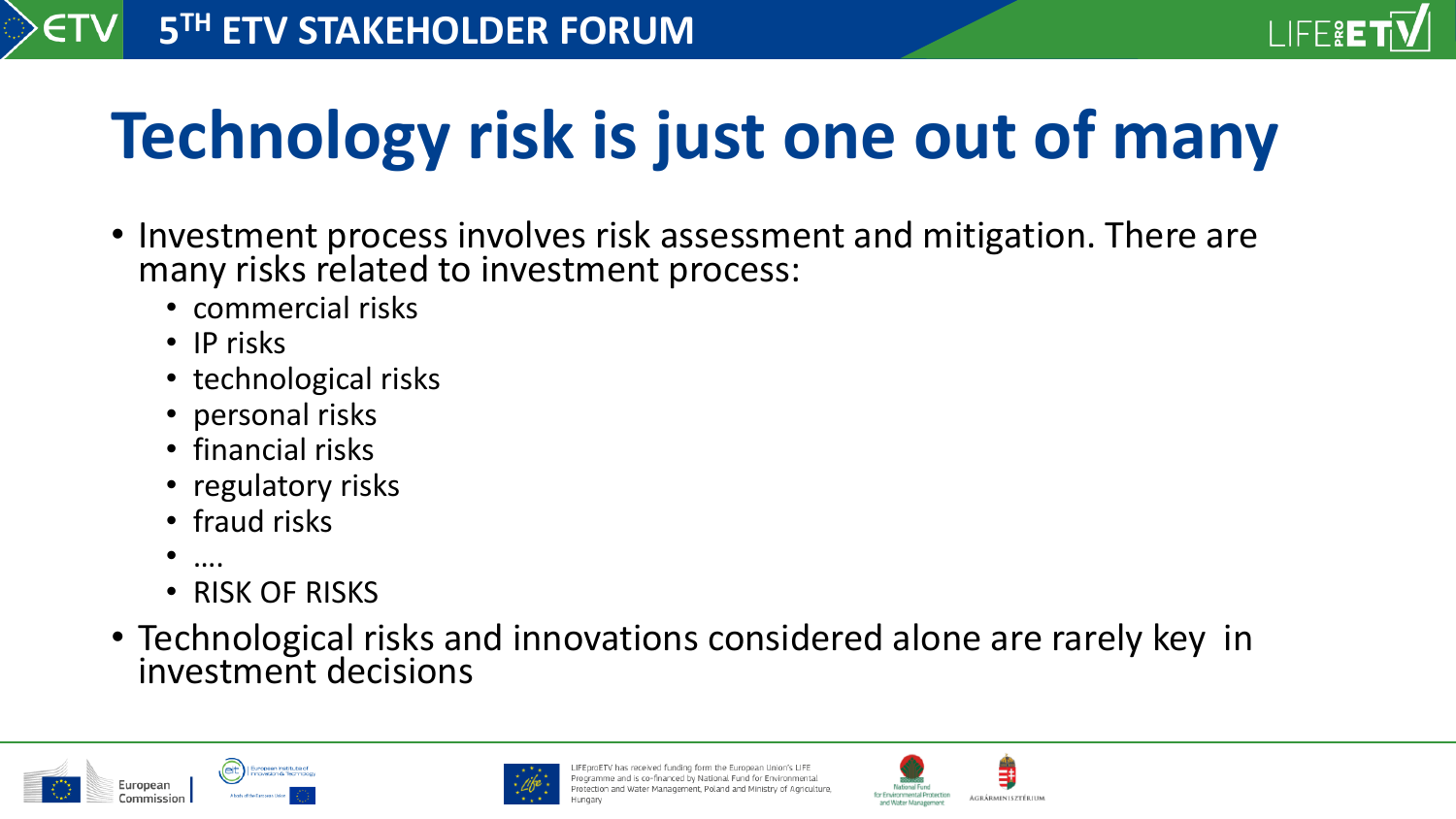# Technology risk is just one out of many

- Investment process involves risk assessment and mitigation. There are many risks related to investment process:
  - commercial risks
  - IP risks
  - technological risks
  - personal risks
  - financial risks
  - regulatory risks
  - fraud risks
  - ….
  - RISK OF RISKS
- Technological risks and innovations considered alone are rarely key in investment decisions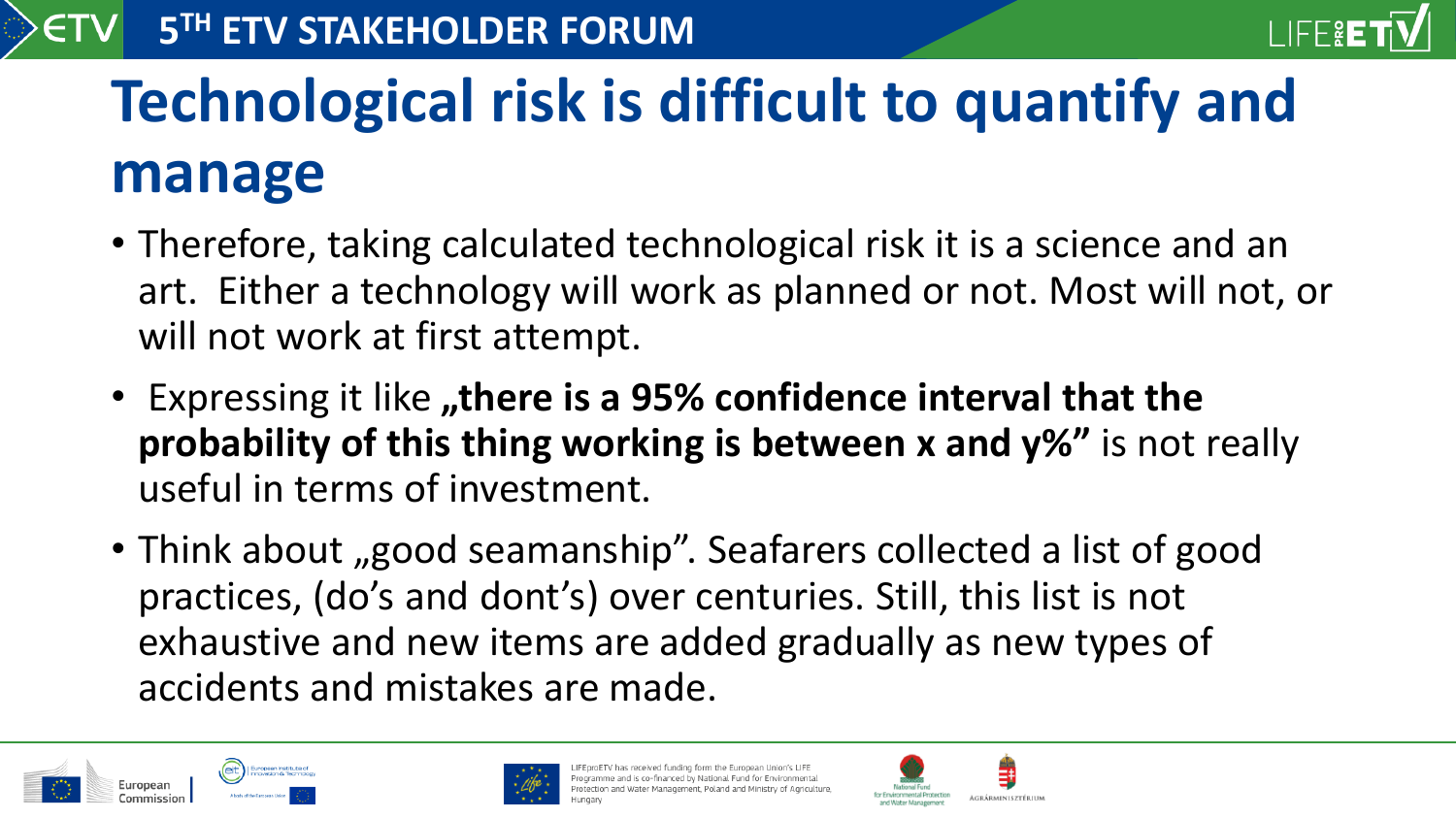# Technological risk is difficult to quantify and manage

- Therefore, taking calculated technological risk it is a science and an art. Either a technology will work as planned or not. Most will not, or will not work at first attempt.
- Expressing it like **„there is a 95% confidence interval that the probability of this thing working is between x and y%"** is not really useful in terms of investment.
- Think about „good seamanship". Seafarers collected a list of good practices, (do's and dont's) over centuries. Still, this list is not exhaustive and new items are added gradually as new types of accidents and mistakes are made.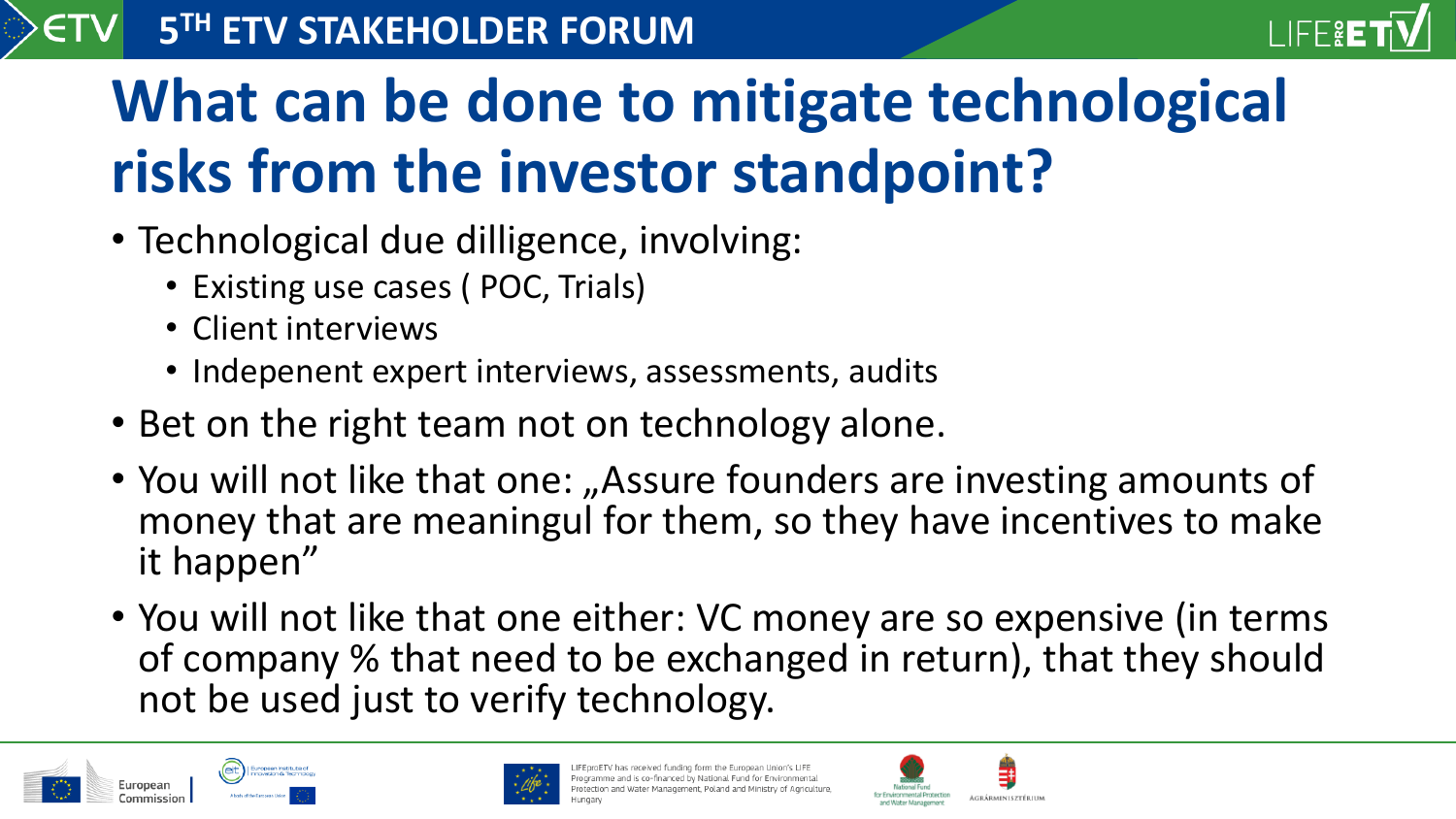# What can be done to mitigate technological risks from the investor standpoint?

- Technological due dilligence, involving:
  - Existing use cases ( POC, Trials)
  - Client interviews
  - Indepenent expert interviews, assessments, audits
- Bet on the right team not on technology alone.
- You will not like that one: „Assure founders are investing amounts of money that are meaningul for them, so they have incentives to make it happen"
- You will not like that one either: VC money are so expensive (in terms of company % that need to be exchanged in return), that they should not be used just to verify technology.

LIFEproETV has received funding form the European Union's LIFE Programme and is co-financed by National Fund for Environmental Protection and Water Management, Poland and Ministry of Agriculture, Hungary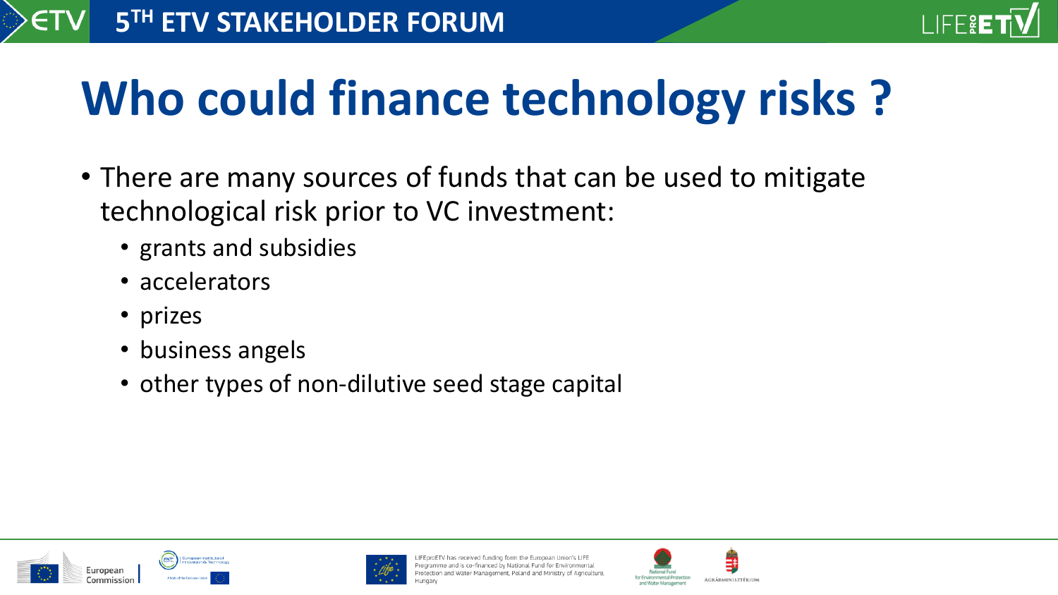# Who could finance technology risks ?

- There are many sources of funds that can be used to mitigate technological risk prior to VC investment:
  - grants and subsidies
  - accelerators
  - prizes
  - business angels
  - other types of non-dilutive seed stage capital

LIFEproETV has received funding form the European Union's LIFE Programme and is co-financed by National Fund for Environmental Protection and Water Management, Poland and Ministry of Agriculture, Hungary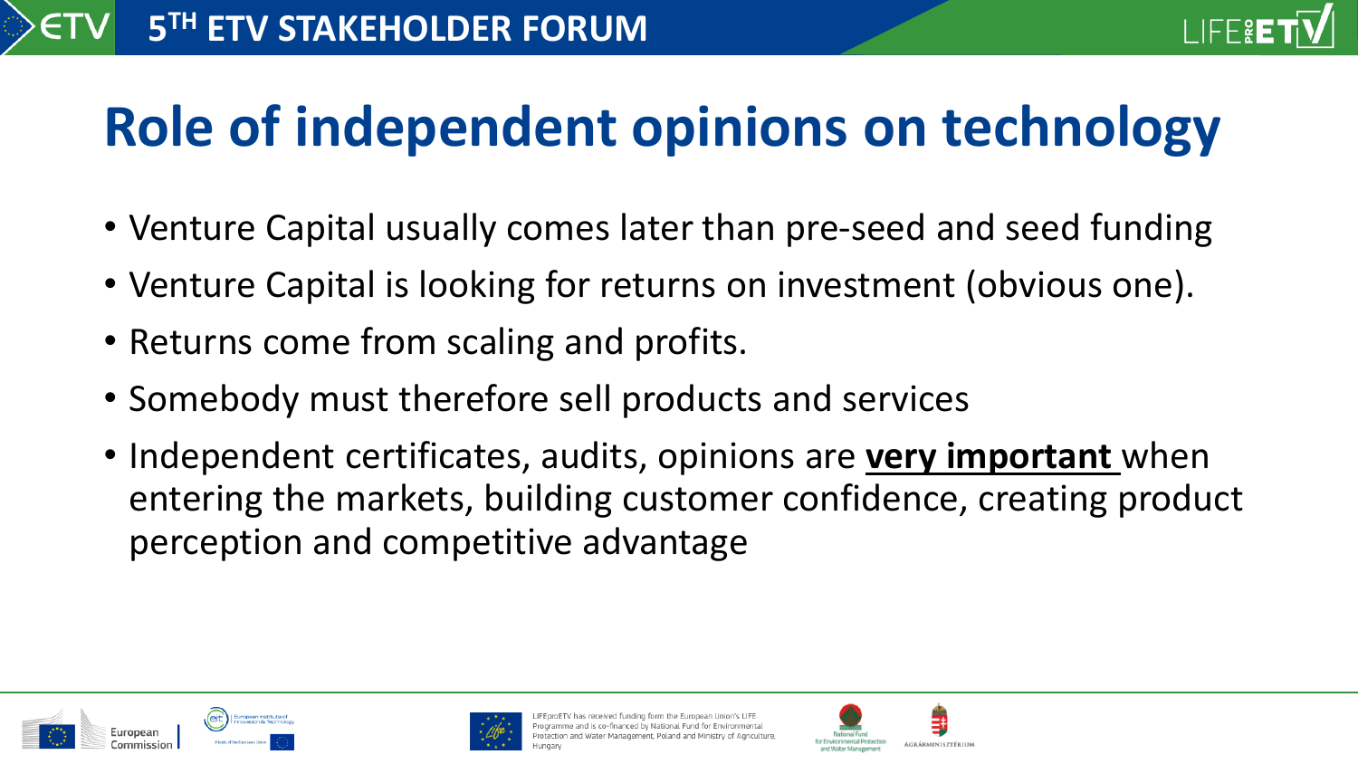# Role of independent opinions on technology

- Venture Capital usually comes later than pre-seed and seed funding
- Venture Capital is looking for returns on investment (obvious one).
- Returns come from scaling and profits.
- Somebody must therefore sell products and services
- Independent certificates, audits, opinions are **very important** when entering the markets, building customer confidence, creating product perception and competitive advantage